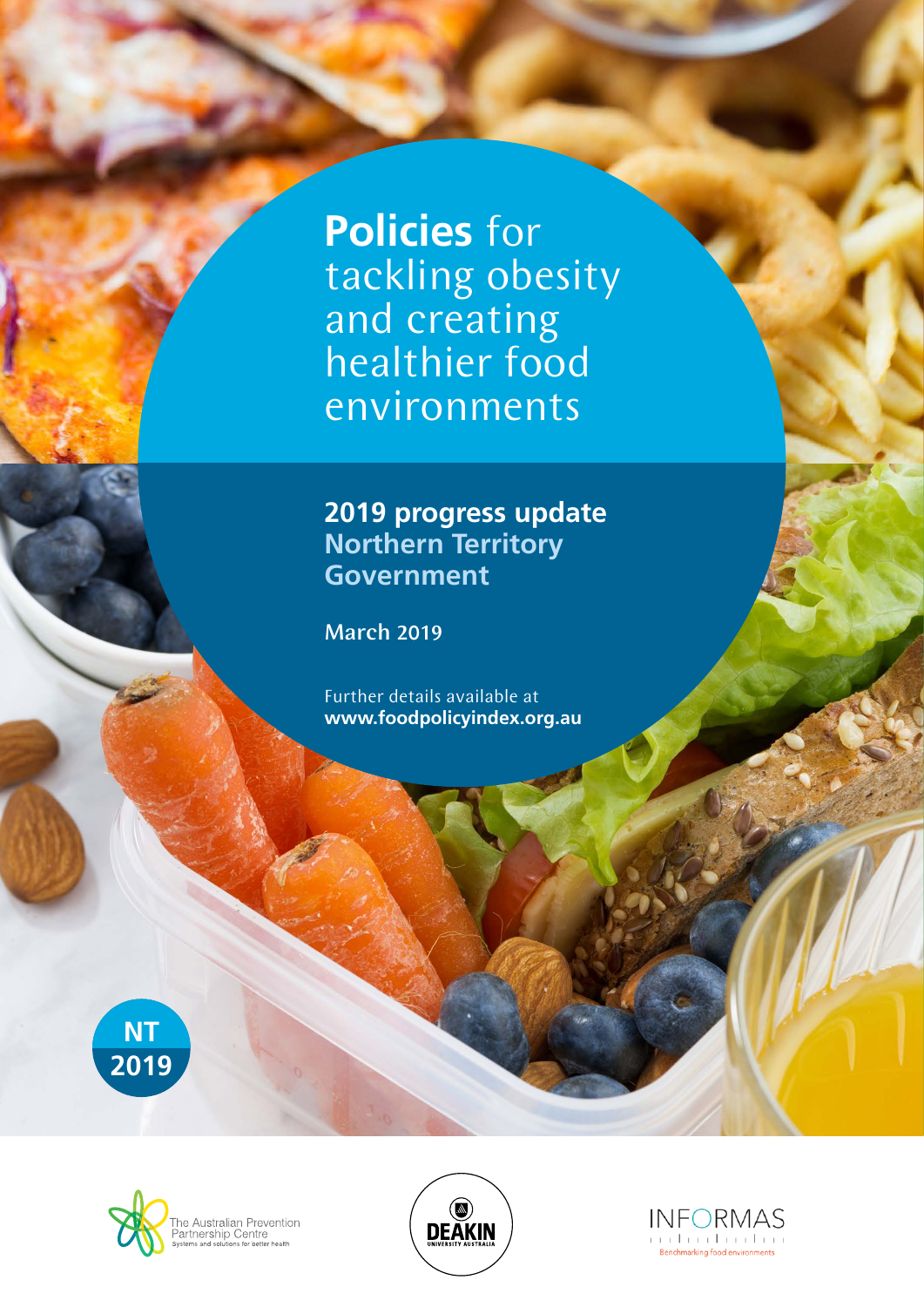# **Policies** for tackling obesity and creating healthier food environments

## 2019 progress update Northern Territory Government

March 2019

Further details available at **www.foodpolicyindex.org.au**

NT 2019

The Australian Prevention Partnership Centre
Systems and solutions for better health

DEAKIN UNIVERSITY AUSTRALIA

INFORMAS
Benchmarking food environments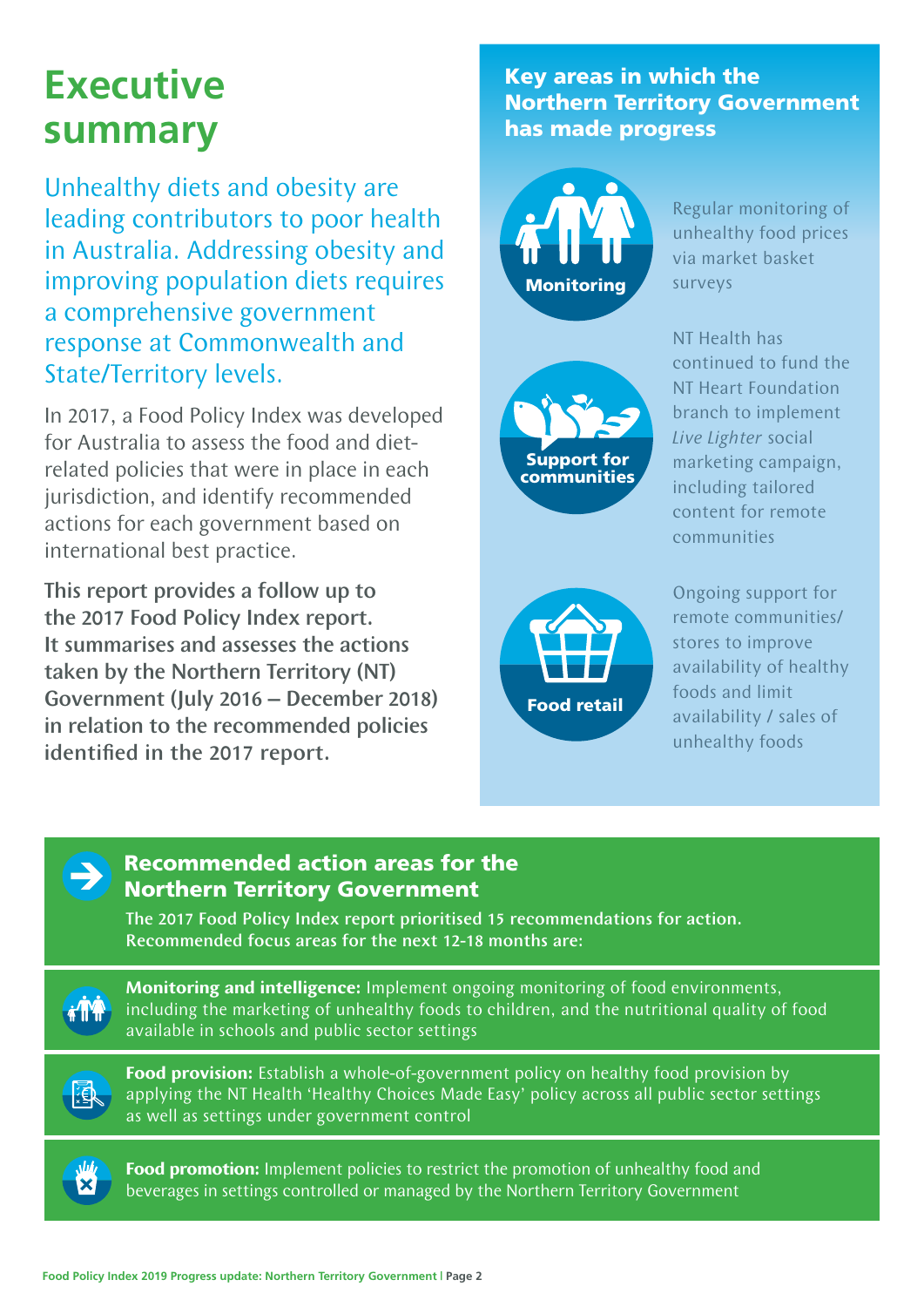# Executive summary

Unhealthy diets and obesity are leading contributors to poor health in Australia. Addressing obesity and improving population diets requires a comprehensive government response at Commonwealth and State/Territory levels.

In 2017, a Food Policy Index was developed for Australia to assess the food and diet-related policies that were in place in each jurisdiction, and identify recommended actions for each government based on international best practice.

**This report provides a follow up to the 2017 Food Policy Index report. It summarises and assesses the actions taken by the Northern Territory (NT) Government (July 2016 – December 2018) in relation to the recommended policies identified in the 2017 report.**

## Key areas in which the Northern Territory Government has made progress

**Monitoring**

Regular monitoring of unhealthy food prices via market basket surveys

**Support for communities**

NT Health has continued to fund the NT Heart Foundation branch to implement *Live Lighter* social marketing campaign, including tailored content for remote communities

**Food retail**

Ongoing support for remote communities/ stores to improve availability of healthy foods and limit availability / sales of unhealthy foods

## Recommended action areas for the Northern Territory Government

**The 2017 Food Policy Index report prioritised 15 recommendations for action. Recommended focus areas for the next 12-18 months are:**

**Monitoring and intelligence:** Implement ongoing monitoring of food environments, including the marketing of unhealthy foods to children, and the nutritional quality of food available in schools and public sector settings

**Food provision:** Establish a whole-of-government policy on healthy food provision by applying the NT Health 'Healthy Choices Made Easy' policy across all public sector settings as well as settings under government control

**Food promotion:** Implement policies to restrict the promotion of unhealthy food and beverages in settings controlled or managed by the Northern Territory Government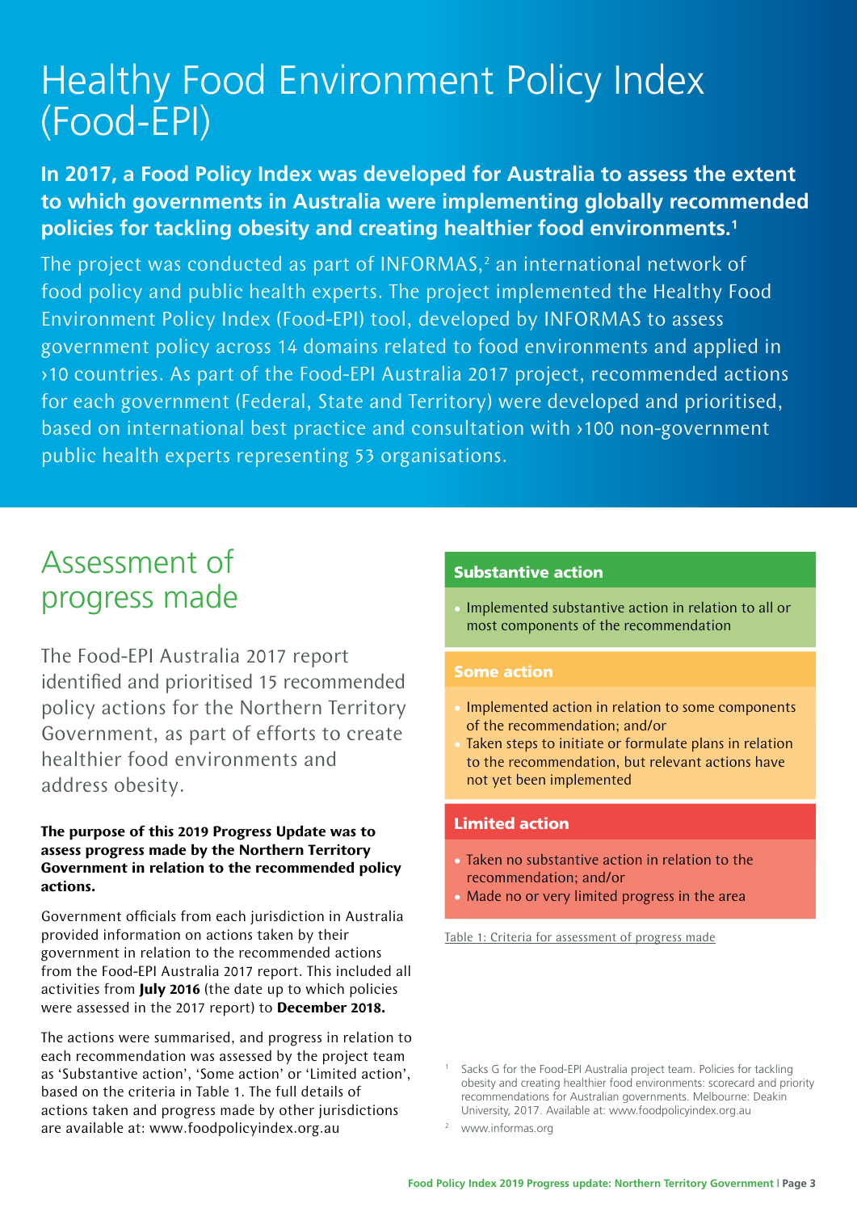# Healthy Food Environment Policy Index (Food-EPI)

**In 2017, a Food Policy Index was developed for Australia to assess the extent to which governments in Australia were implementing globally recommended policies for tackling obesity and creating healthier food environments.[1]**

The project was conducted as part of INFORMAS,[2] an international network of food policy and public health experts. The project implemented the Healthy Food Environment Policy Index (Food-EPI) tool, developed by INFORMAS to assess government policy across 14 domains related to food environments and applied in ›10 countries. As part of the Food-EPI Australia 2017 project, recommended actions for each government (Federal, State and Territory) were developed and prioritised, based on international best practice and consultation with ›100 non-government public health experts representing 53 organisations.

## Assessment of progress made

The Food-EPI Australia 2017 report identified and prioritised 15 recommended policy actions for the Northern Territory Government, as part of efforts to create healthier food environments and address obesity.

**The purpose of this 2019 Progress Update was to assess progress made by the Northern Territory Government in relation to the recommended policy actions.**

Government officials from each jurisdiction in Australia provided information on actions taken by their government in relation to the recommended actions from the Food-EPI Australia 2017 report. This included all activities from **July 2016** (the date up to which policies were assessed in the 2017 report) to **December 2018.**

The actions were summarised, and progress in relation to each recommendation was assessed by the project team as 'Substantive action', 'Some action' or 'Limited action', based on the criteria in Table 1. The full details of actions taken and progress made by other jurisdictions are available at: www.foodpolicyindex.org.au

| Substantive action |
| --- |
| • Implemented substantive action in relation to all or most components of the recommendation |
| **Some action** |
| • Implemented action in relation to some components of the recommendation; and/or<br>• Taken steps to initiate or formulate plans in relation to the recommendation, but relevant actions have not yet been implemented |
| **Limited action** |
| • Taken no substantive action in relation to the recommendation; and/or<br>• Made no or very limited progress in the area |

Table 1: Criteria for assessment of progress made

[1] Sacks G for the Food-EPI Australia project team. Policies for tackling obesity and creating healthier food environments: scorecard and priority recommendations for Australian governments. Melbourne: Deakin University, 2017. Available at: www.foodpolicyindex.org.au

[2] www.informas.org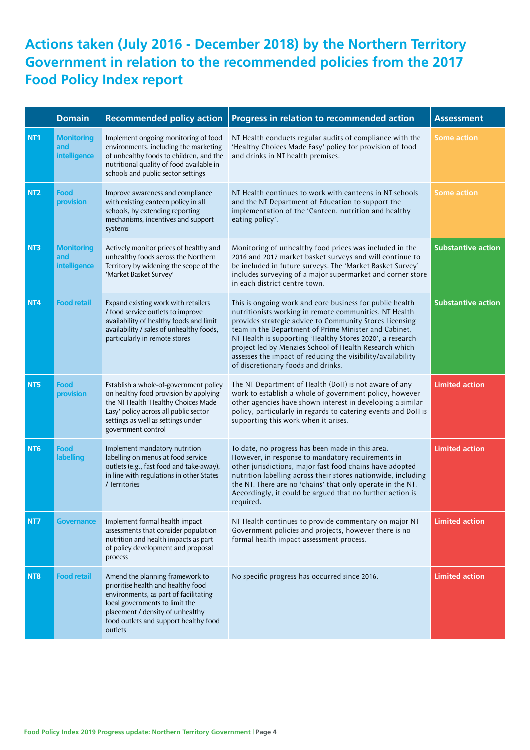# Actions taken (July 2016 - December 2018) by the Northern Territory Government in relation to the recommended policies from the 2017 Food Policy Index report

| | Domain | Recommended policy action | Progress in relation to recommended action | Assessment |
|---|---|---|---|---|
| NT1 | Monitoring and intelligence | Implement ongoing monitoring of food environments, including the marketing of unhealthy foods to children, and the nutritional quality of food available in schools and public sector settings | NT Health conducts regular audits of compliance with the 'Healthy Choices Made Easy' policy for provision of food and drinks in NT health premises. | Some action |
| NT2 | Food provision | Improve awareness and compliance with existing canteen policy in all schools, by extending reporting mechanisms, incentives and support systems | NT Health continues to work with canteens in NT schools and the NT Department of Education to support the implementation of the 'Canteen, nutrition and healthy eating policy'. | Some action |
| NT3 | Monitoring and intelligence | Actively monitor prices of healthy and unhealthy foods across the Northern Territory by widening the scope of the 'Market Basket Survey' | Monitoring of unhealthy food prices was included in the 2016 and 2017 market basket surveys and will continue to be included in future surveys. The 'Market Basket Survey' includes surveying of a major supermarket and corner store in each district centre town. | Substantive action |
| NT4 | Food retail | Expand existing work with retailers / food service outlets to improve availability of healthy foods and limit availability / sales of unhealthy foods, particularly in remote stores | This is ongoing work and core business for public health nutritionists working in remote communities. NT Health provides strategic advice to Community Stores Licensing team in the Department of Prime Minister and Cabinet. NT Health is supporting 'Healthy Stores 2020', a research project led by Menzies School of Health Research which assesses the impact of reducing the visibility/availability of discretionary foods and drinks. | Substantive action |
| NT5 | Food provision | Establish a whole-of-government policy on healthy food provision by applying the NT Health 'Healthy Choices Made Easy' policy across all public sector settings as well as settings under government control | The NT Department of Health (DoH) is not aware of any work to establish a whole of government policy, however other agencies have shown interest in developing a similar policy, particularly in regards to catering events and DoH is supporting this work when it arises. | Limited action |
| NT6 | Food labelling | Implement mandatory nutrition labelling on menus at food service outlets (e.g., fast food and take-away), in line with regulations in other States / Territories | To date, no progress has been made in this area. However, in response to mandatory requirements in other jurisdictions, major fast food chains have adopted nutrition labelling across their stores nationwide, including the NT. There are no 'chains' that only operate in the NT. Accordingly, it could be argued that no further action is required. | Limited action |
| NT7 | Governance | Implement formal health impact assessments that consider population nutrition and health impacts as part of policy development and proposal process | NT Health continues to provide commentary on major NT Government policies and projects, however there is no formal health impact assessment process. | Limited action |
| NT8 | Food retail | Amend the planning framework to prioritise health and healthy food environments, as part of facilitating local governments to limit the placement / density of unhealthy food outlets and support healthy food outlets | No specific progress has occurred since 2016. | Limited action |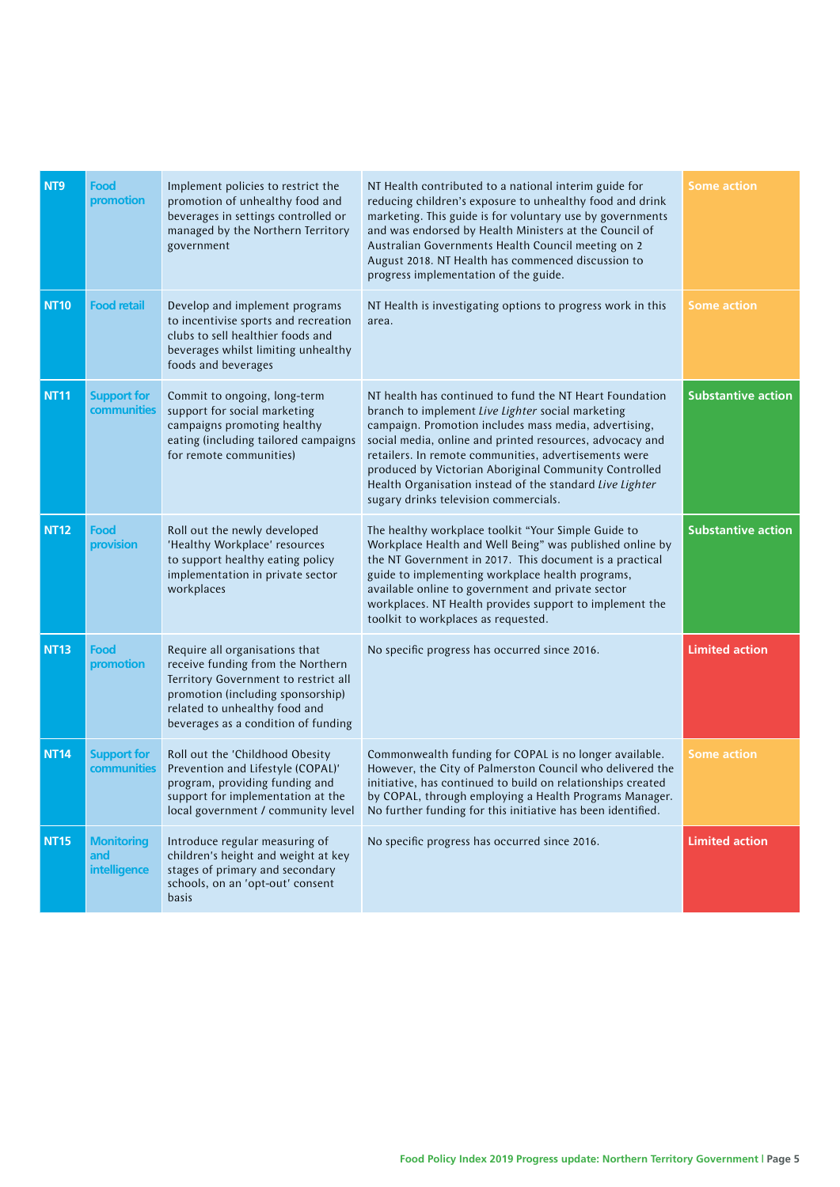| | | | | |
|---|---|---|---|---|
| **NT9** | **Food promotion** | Implement policies to restrict the promotion of unhealthy food and beverages in settings controlled or managed by the Northern Territory government | NT Health contributed to a national interim guide for reducing children's exposure to unhealthy food and drink marketing. This guide is for voluntary use by governments and was endorsed by Health Ministers at the Council of Australian Governments Health Council meeting on 2 August 2018. NT Health has commenced discussion to progress implementation of the guide. | **Some action** |
| **NT10** | **Food retail** | Develop and implement programs to incentivise sports and recreation clubs to sell healthier foods and beverages whilst limiting unhealthy foods and beverages | NT Health is investigating options to progress work in this area. | **Some action** |
| **NT11** | **Support for communities** | Commit to ongoing, long-term support for social marketing campaigns promoting healthy eating (including tailored campaigns for remote communities) | NT health has continued to fund the NT Heart Foundation branch to implement *Live Lighter* social marketing campaign. Promotion includes mass media, advertising, social media, online and printed resources, advocacy and retailers. In remote communities, advertisements were produced by Victorian Aboriginal Community Controlled Health Organisation instead of the standard *Live Lighter* sugary drinks television commercials. | **Substantive action** |
| **NT12** | **Food provision** | Roll out the newly developed 'Healthy Workplace' resources to support healthy eating policy implementation in private sector workplaces | The healthy workplace toolkit "Your Simple Guide to Workplace Health and Well Being" was published online by the NT Government in 2017. This document is a practical guide to implementing workplace health programs, available online to government and private sector workplaces. NT Health provides support to implement the toolkit to workplaces as requested. | **Substantive action** |
| **NT13** | **Food promotion** | Require all organisations that receive funding from the Northern Territory Government to restrict all promotion (including sponsorship) related to unhealthy food and beverages as a condition of funding | No specific progress has occurred since 2016. | **Limited action** |
| **NT14** | **Support for communities** | Roll out the 'Childhood Obesity Prevention and Lifestyle (COPAL)' program, providing funding and support for implementation at the local government / community level | Commonwealth funding for COPAL is no longer available. However, the City of Palmerston Council who delivered the initiative, has continued to build on relationships created by COPAL, through employing a Health Programs Manager. No further funding for this initiative has been identified. | **Some action** |
| **NT15** | **Monitoring and intelligence** | Introduce regular measuring of children's height and weight at key stages of primary and secondary schools, on an 'opt-out' consent basis | No specific progress has occurred since 2016. | **Limited action** |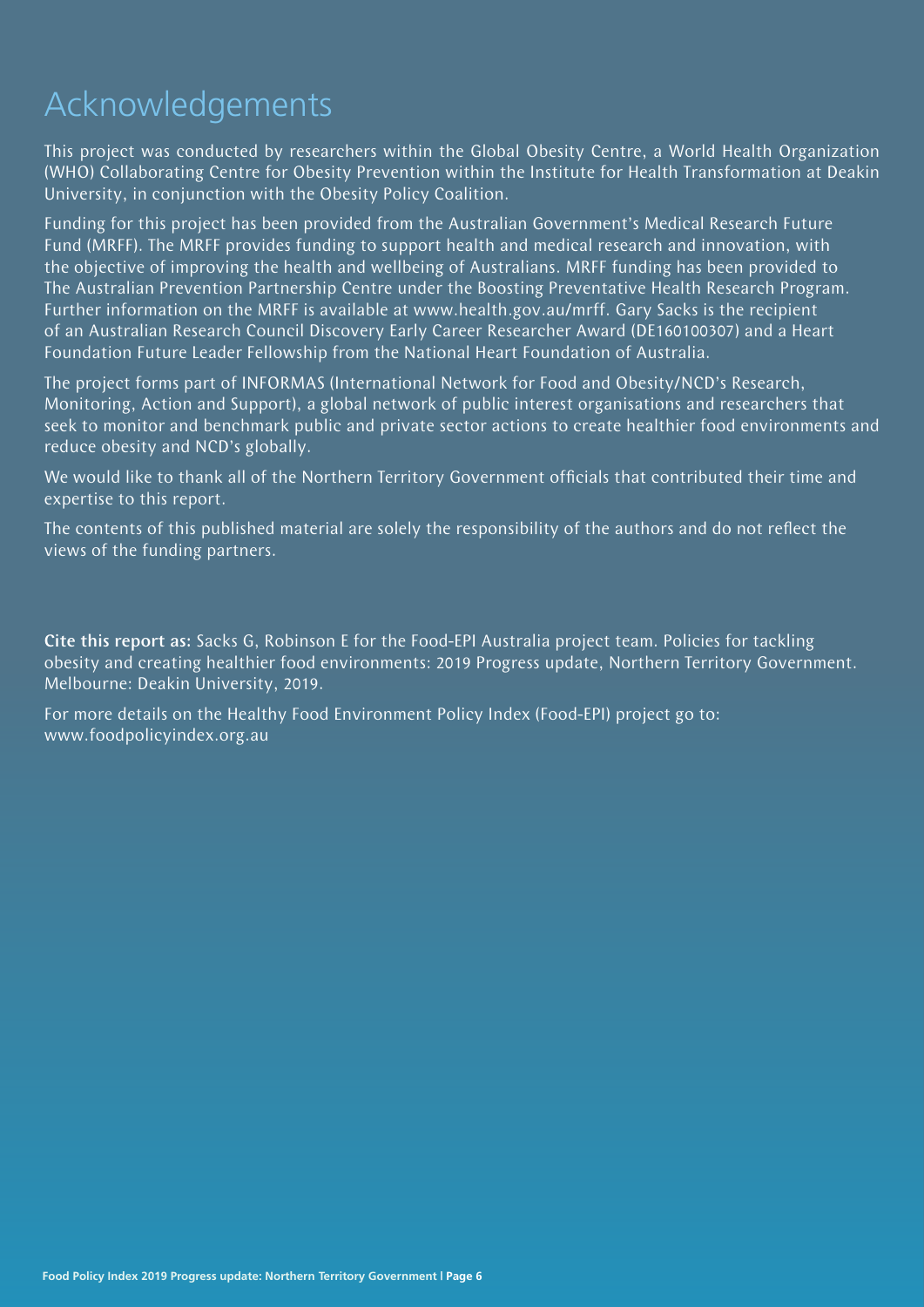# Acknowledgements

This project was conducted by researchers within the Global Obesity Centre, a World Health Organization (WHO) Collaborating Centre for Obesity Prevention within the Institute for Health Transformation at Deakin University, in conjunction with the Obesity Policy Coalition.

Funding for this project has been provided from the Australian Government's Medical Research Future Fund (MRFF). The MRFF provides funding to support health and medical research and innovation, with the objective of improving the health and wellbeing of Australians. MRFF funding has been provided to The Australian Prevention Partnership Centre under the Boosting Preventative Health Research Program. Further information on the MRFF is available at www.health.gov.au/mrff. Gary Sacks is the recipient of an Australian Research Council Discovery Early Career Researcher Award (DE160100307) and a Heart Foundation Future Leader Fellowship from the National Heart Foundation of Australia.

The project forms part of INFORMAS (International Network for Food and Obesity/NCD's Research, Monitoring, Action and Support), a global network of public interest organisations and researchers that seek to monitor and benchmark public and private sector actions to create healthier food environments and reduce obesity and NCD's globally.

We would like to thank all of the Northern Territory Government officials that contributed their time and expertise to this report.

The contents of this published material are solely the responsibility of the authors and do not reflect the views of the funding partners.

**Cite this report as:** Sacks G, Robinson E for the Food-EPI Australia project team. Policies for tackling obesity and creating healthier food environments: 2019 Progress update, Northern Territory Government. Melbourne: Deakin University, 2019.

For more details on the Healthy Food Environment Policy Index (Food-EPI) project go to: www.foodpolicyindex.org.au